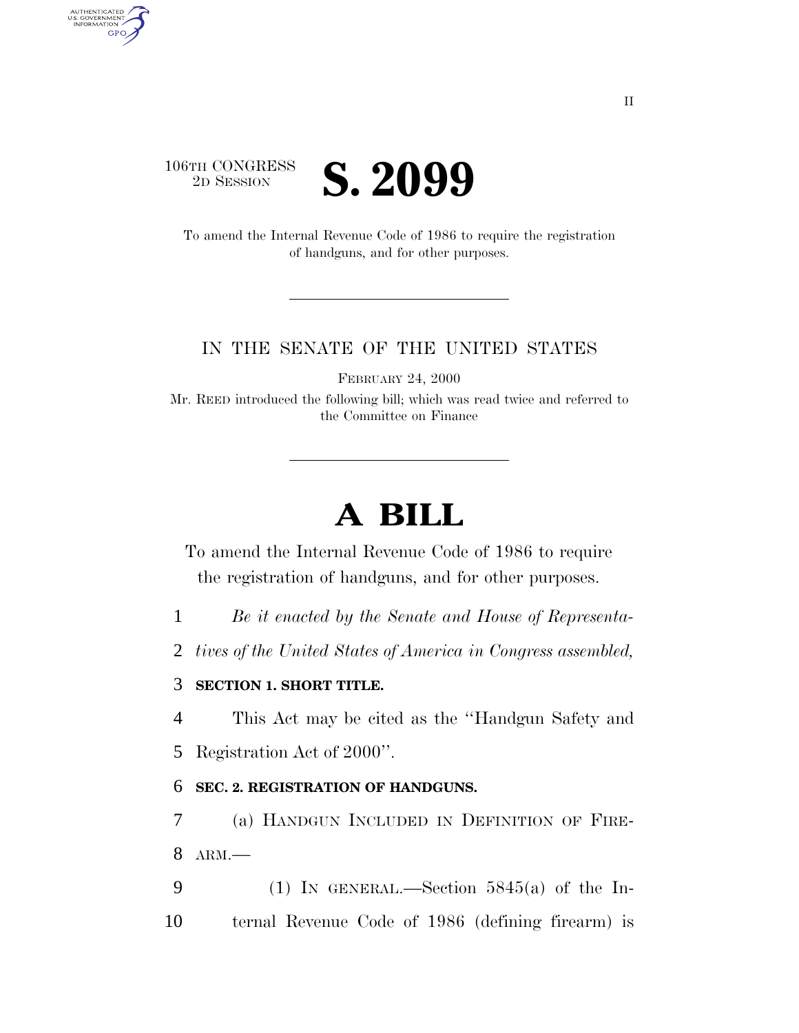106TH CONGRESS
2D SESSION

# S. 2099

To amend the Internal Revenue Code of 1986 to require the registration of handguns, and for other purposes.

IN THE SENATE OF THE UNITED STATES

FEBRUARY 24, 2000

Mr. REED introduced the following bill; which was read twice and referred to the Committee on Finance

# A BILL

To amend the Internal Revenue Code of 1986 to require the registration of handguns, and for other purposes.

1 *Be it enacted by the Senate and House of Representa-*
2 *tives of the United States of America in Congress assembled,*

3 **SECTION 1. SHORT TITLE.**

4 This Act may be cited as the ''Handgun Safety and
5 Registration Act of 2000''.

6 **SEC. 2. REGISTRATION OF HANDGUNS.**

7 (a) HANDGUN INCLUDED IN DEFINITION OF FIRE-
8 ARM.—

9 (1) IN GENERAL.—Section 5845(a) of the In-
10 ternal Revenue Code of 1986 (defining firearm) is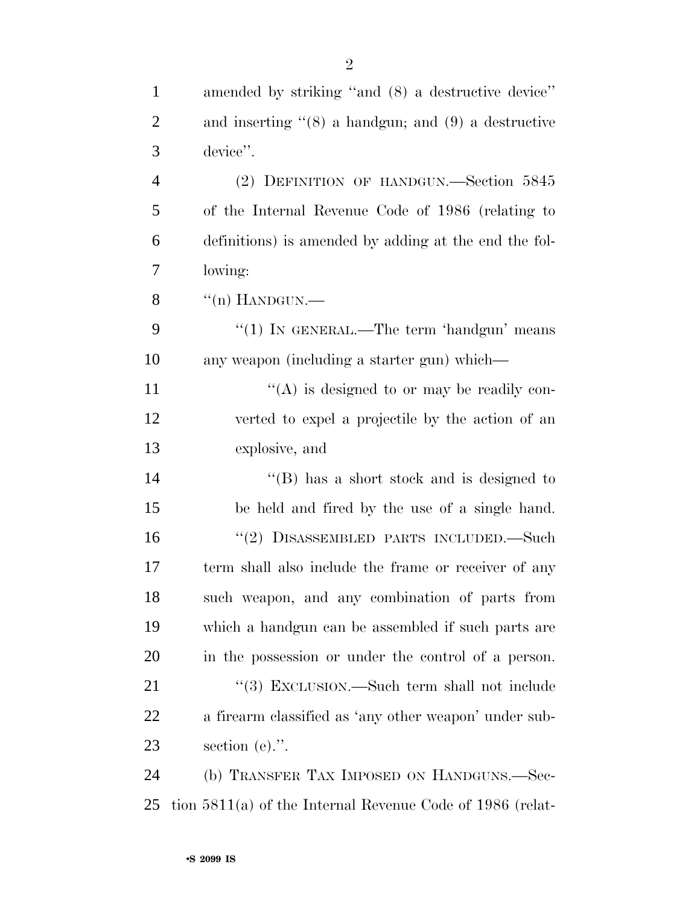amended by striking "and (8) a destructive device" and inserting "(8) a handgun; and (9) a destructive device".

(2) DEFINITION OF HANDGUN.—Section 5845 of the Internal Revenue Code of 1986 (relating to definitions) is amended by adding at the end the following:

"(n) HANDGUN.—

"(1) IN GENERAL.—The term 'handgun' means any weapon (including a starter gun) which—

"(A) is designed to or may be readily converted to expel a projectile by the action of an explosive, and

"(B) has a short stock and is designed to be held and fired by the use of a single hand.

"(2) DISASSEMBLED PARTS INCLUDED.—Such term shall also include the frame or receiver of any such weapon, and any combination of parts from which a handgun can be assembled if such parts are in the possession or under the control of a person.

"(3) EXCLUSION.—Such term shall not include a firearm classified as 'any other weapon' under subsection (e).".

(b) TRANSFER TAX IMPOSED ON HANDGUNS.—Section 5811(a) of the Internal Revenue Code of 1986 (relat-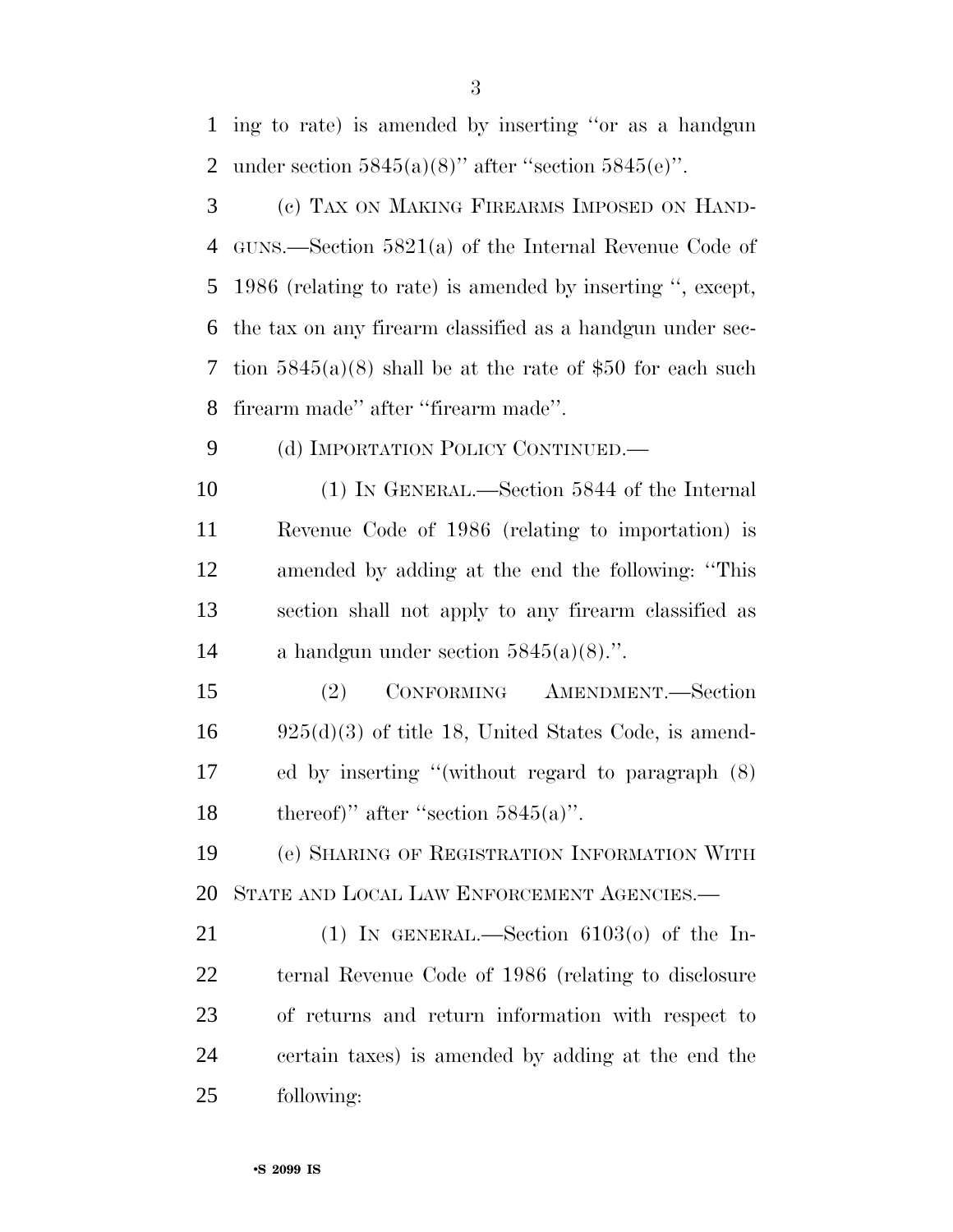ing to rate) is amended by inserting ''or as a handgun under section 5845(a)(8)'' after ''section 5845(e)''.

(c) TAX ON MAKING FIREARMS IMPOSED ON HANDGUNS.—Section 5821(a) of the Internal Revenue Code of 1986 (relating to rate) is amended by inserting '', except, the tax on any firearm classified as a handgun under section 5845(a)(8) shall be at the rate of $50 for each such firearm made'' after ''firearm made''.

(d) IMPORTATION POLICY CONTINUED.—

(1) IN GENERAL.—Section 5844 of the Internal Revenue Code of 1986 (relating to importation) is amended by adding at the end the following: ''This section shall not apply to any firearm classified as a handgun under section 5845(a)(8).''.

(2) CONFORMING AMENDMENT.—Section 925(d)(3) of title 18, United States Code, is amended by inserting ''(without regard to paragraph (8) thereof)'' after ''section 5845(a)''.

(e) SHARING OF REGISTRATION INFORMATION WITH STATE AND LOCAL LAW ENFORCEMENT AGENCIES.—

(1) IN GENERAL.—Section 6103(o) of the Internal Revenue Code of 1986 (relating to disclosure of returns and return information with respect to certain taxes) is amended by adding at the end the following: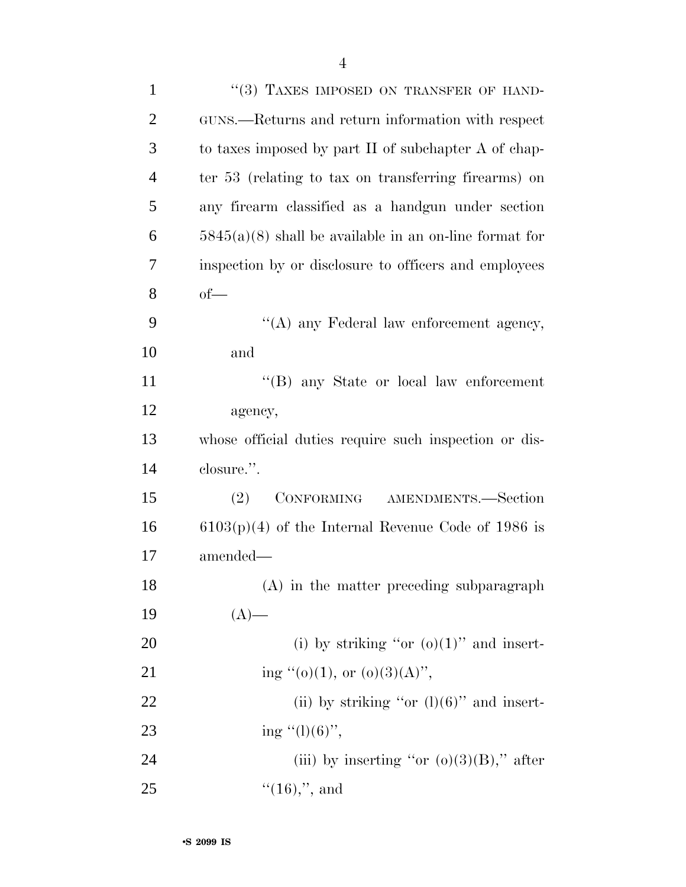"(3) TAXES IMPOSED ON TRANSFER OF HANDGUNS.—Returns and return information with respect to taxes imposed by part II of subchapter A of chapter 53 (relating to tax on transferring firearms) on any firearm classified as a handgun under section 5845(a)(8) shall be available in an on-line format for inspection by or disclosure to officers and employees of—

"(A) any Federal law enforcement agency, and

"(B) any State or local law enforcement agency,

whose official duties require such inspection or disclosure.".

(2) CONFORMING AMENDMENTS.—Section 6103(p)(4) of the Internal Revenue Code of 1986 is amended—

(A) in the matter preceding subparagraph (A)—

(i) by striking "or (o)(1)" and inserting "(o)(1), or (o)(3)(A)",

(ii) by striking "or (l)(6)" and inserting "(l)(6)",

(iii) by inserting "or (o)(3)(B)," after "(16),", and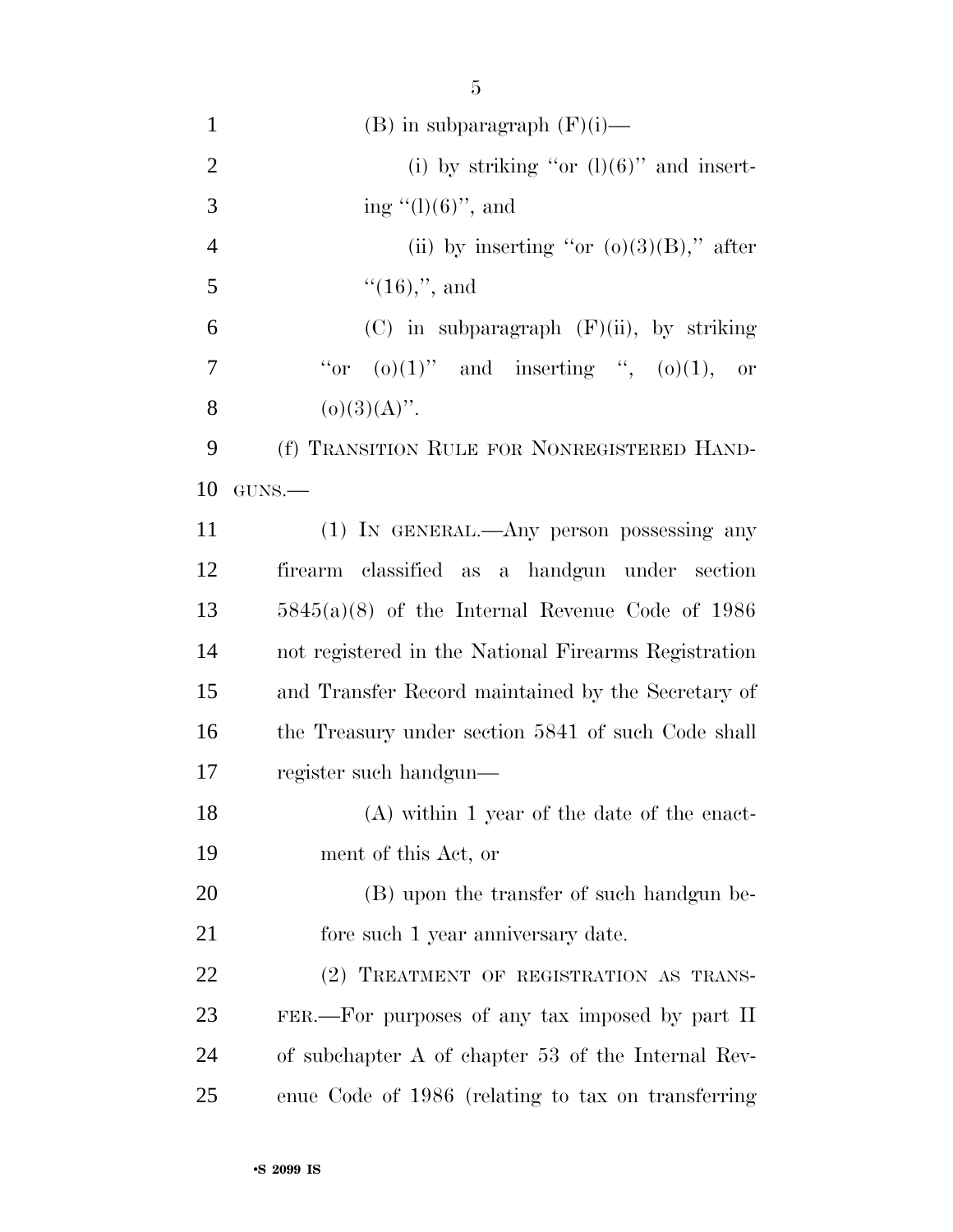(B) in subparagraph (F)(i)—

(i) by striking ''or (l)(6)'' and inserting ''(l)(6)'', and

(ii) by inserting ''or (o)(3)(B),'' after ''(16),'', and

(C) in subparagraph (F)(ii), by striking ''or (o)(1)'' and inserting '', (o)(1), or (o)(3)(A)''.

(f) TRANSITION RULE FOR NONREGISTERED HANDGUNS.—

(1) IN GENERAL.—Any person possessing any firearm classified as a handgun under section 5845(a)(8) of the Internal Revenue Code of 1986 not registered in the National Firearms Registration and Transfer Record maintained by the Secretary of the Treasury under section 5841 of such Code shall register such handgun—

(A) within 1 year of the date of the enactment of this Act, or

(B) upon the transfer of such handgun before such 1 year anniversary date.

(2) TREATMENT OF REGISTRATION AS TRANSFER.—For purposes of any tax imposed by part II of subchapter A of chapter 53 of the Internal Revenue Code of 1986 (relating to tax on transferring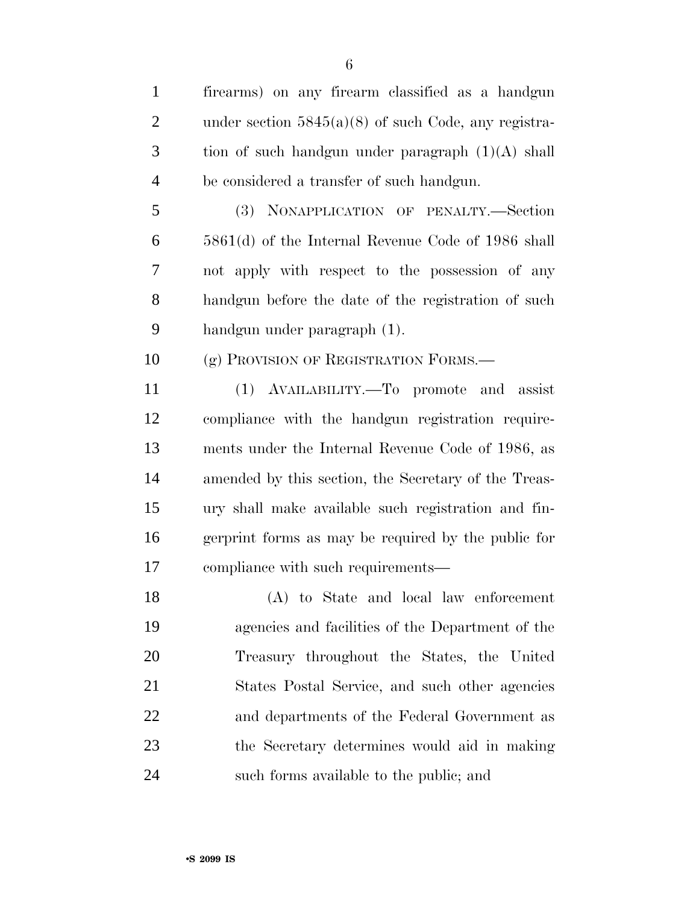firearms) on any firearm classified as a handgun under section 5845(a)(8) of such Code, any registration of such handgun under paragraph (1)(A) shall be considered a transfer of such handgun.

(3) NONAPPLICATION OF PENALTY.—Section 5861(d) of the Internal Revenue Code of 1986 shall not apply with respect to the possession of any handgun before the date of the registration of such handgun under paragraph (1).

(g) PROVISION OF REGISTRATION FORMS.—

(1) AVAILABILITY.—To promote and assist compliance with the handgun registration requirements under the Internal Revenue Code of 1986, as amended by this section, the Secretary of the Treasury shall make available such registration and fingerprint forms as may be required by the public for compliance with such requirements—

(A) to State and local law enforcement agencies and facilities of the Department of the Treasury throughout the States, the United States Postal Service, and such other agencies and departments of the Federal Government as the Secretary determines would aid in making such forms available to the public; and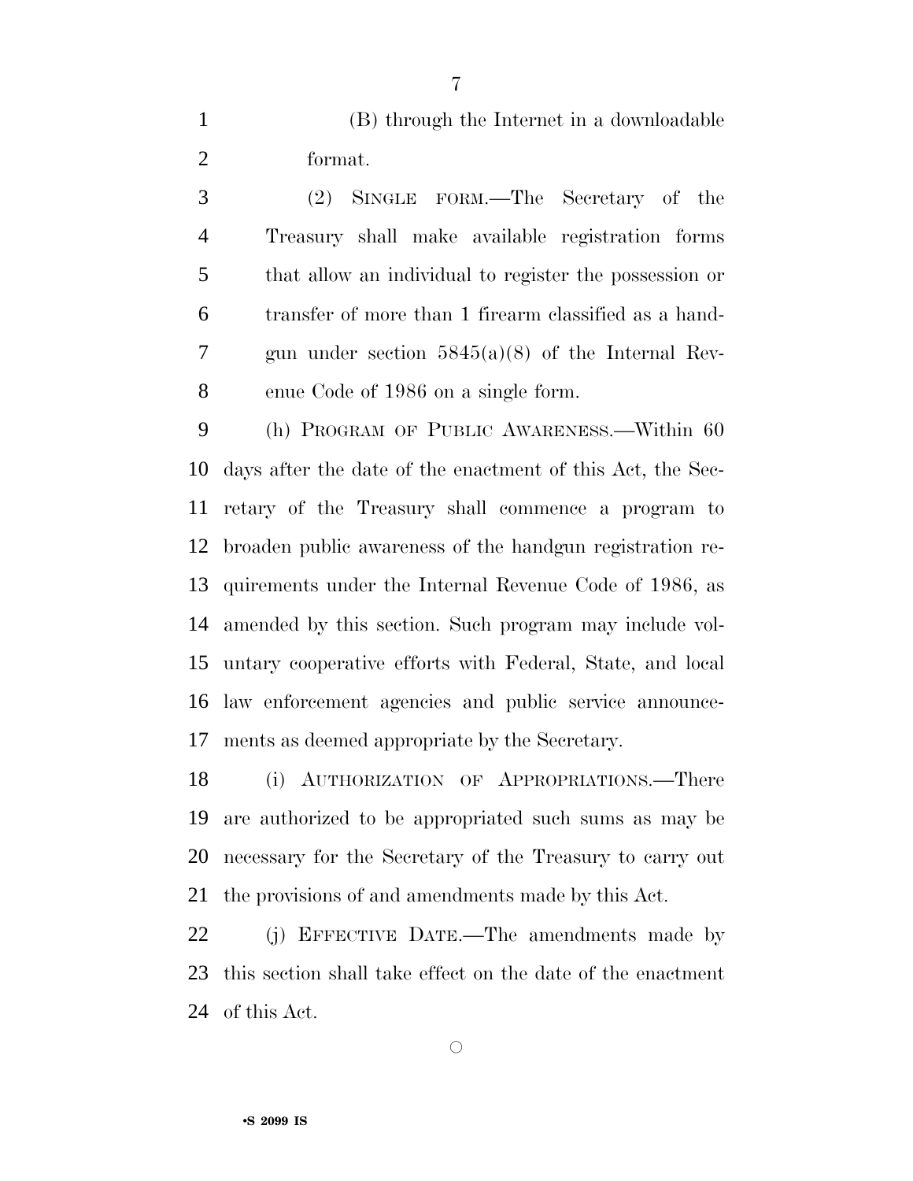(B) through the Internet in a downloadable format.

(2) SINGLE FORM.—The Secretary of the Treasury shall make available registration forms that allow an individual to register the possession or transfer of more than 1 firearm classified as a handgun under section 5845(a)(8) of the Internal Revenue Code of 1986 on a single form.

(h) PROGRAM OF PUBLIC AWARENESS.—Within 60 days after the date of the enactment of this Act, the Secretary of the Treasury shall commence a program to broaden public awareness of the handgun registration requirements under the Internal Revenue Code of 1986, as amended by this section. Such program may include voluntary cooperative efforts with Federal, State, and local law enforcement agencies and public service announcements as deemed appropriate by the Secretary.

(i) AUTHORIZATION OF APPROPRIATIONS.—There are authorized to be appropriated such sums as may be necessary for the Secretary of the Treasury to carry out the provisions of and amendments made by this Act.

(j) EFFECTIVE DATE.—The amendments made by this section shall take effect on the date of the enactment of this Act.

○